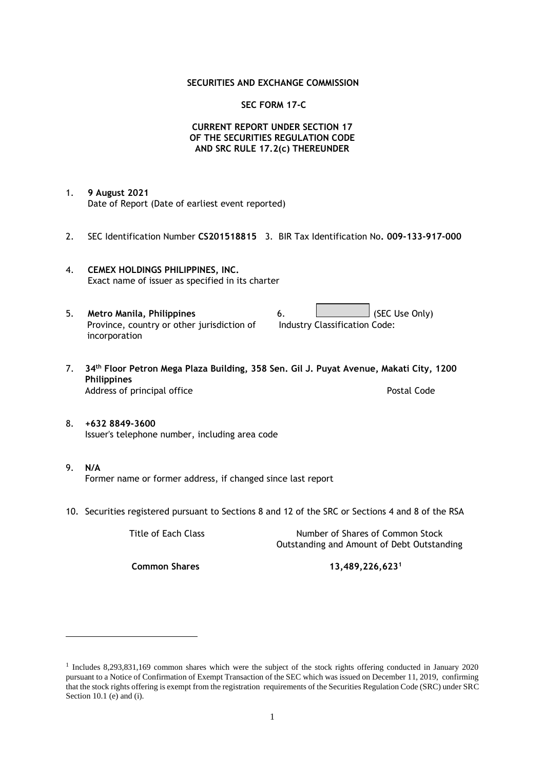**SECURITIES AND EXCHANGE COMMISSION**

**SEC FORM 17-C**

**CURRENT REPORT UNDER SECTION 17**
**OF THE SECURITIES REGULATION CODE**
**AND SRC RULE 17.2(c) THEREUNDER**

1. **9 August 2021**
   Date of Report (Date of earliest event reported)

2. SEC Identification Number **CS201518815** 3. BIR Tax Identification No**. 009-133-917-000**

4. **CEMEX HOLDINGS PHILIPPINES, INC.**
   Exact name of issuer as specified in its charter

5. **Metro Manila, Philippines**
   Province, country or other jurisdiction of incorporation

6. (SEC Use Only)
   Industry Classification Code:

7. **34th Floor Petron Mega Plaza Building, 358 Sen. Gil J. Puyat Avenue, Makati City, 1200 Philippines**
   Address of principal office Postal Code

8. **+632 8849-3600**
   Issuer's telephone number, including area code

9. **N/A**
   Former name or former address, if changed since last report

10. Securities registered pursuant to Sections 8 and 12 of the SRC or Sections 4 and 8 of the RSA

| Title of Each Class | Number of Shares of Common Stock Outstanding and Amount of Debt Outstanding |
|---|---|
| **Common Shares** | **13,489,226,623**[1] |

[1] Includes 8,293,831,169 common shares which were the subject of the stock rights offering conducted in January 2020 pursuant to a Notice of Confirmation of Exempt Transaction of the SEC which was issued on December 11, 2019, confirming that the stock rights offering is exempt from the registration requirements of the Securities Regulation Code (SRC) under SRC Section 10.1 (e) and (i).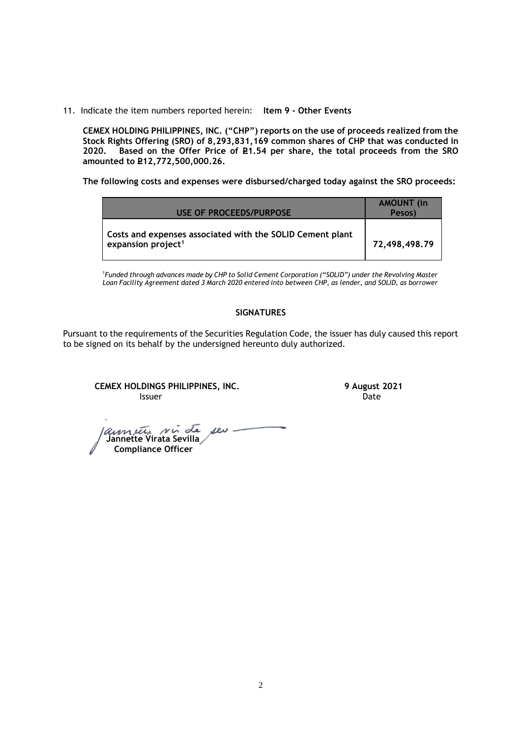11. Indicate the item numbers reported herein: **Item 9 - Other Events**

**CEMEX HOLDING PHILIPPINES, INC. ("CHP") reports on the use of proceeds realized from the Stock Rights Offering (SRO) of 8,293,831,169 common shares of CHP that was conducted in 2020. Based on the Offer Price of ₱1.54 per share, the total proceeds from the SRO amounted to ₱12,772,500,000.26.**

**The following costs and expenses were disbursed/charged today against the SRO proceeds:**

| USE OF PROCEEDS/PURPOSE | AMOUNT (in Pesos) |
|---|---|
| **Costs and expenses associated with the SOLID Cement plant expansion project[1]** | **72,498,498.79** |

[1]*Funded through advances made by CHP to Solid Cement Corporation ("SOLID") under the Revolving Master Loan Facility Agreement dated 3 March 2020 entered into between CHP, as lender, and SOLID, as borrower*

**SIGNATURES**

Pursuant to the requirements of the Securities Regulation Code, the issuer has duly caused this report to be signed on its behalf by the undersigned hereunto duly authorized.

**CEMEX HOLDINGS PHILIPPINES, INC.**
Issuer

**9 August 2021**
Date

**Jannette Virata Sevilla**
**Compliance Officer**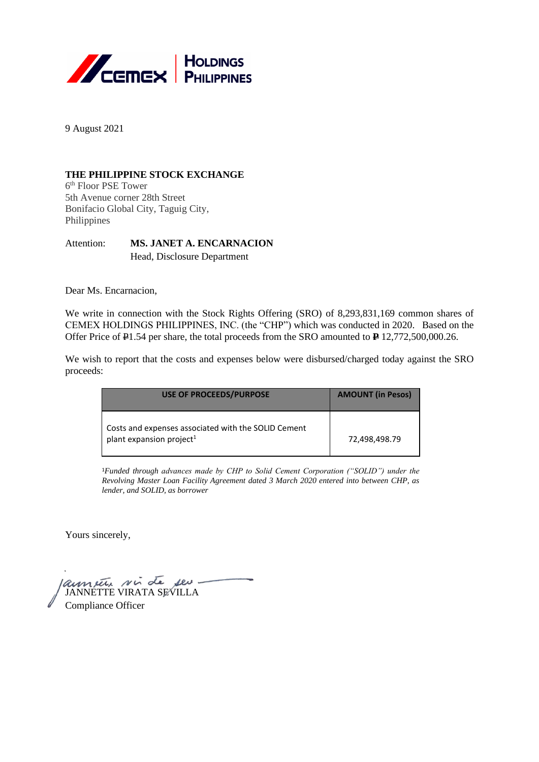**CEMEX | HOLDINGS PHILIPPINES**

9 August 2021

**THE PHILIPPINE STOCK EXCHANGE**
6th Floor PSE Tower
5th Avenue corner 28th Street
Bonifacio Global City, Taguig City,
Philippines

Attention: **MS. JANET A. ENCARNACION**
Head, Disclosure Department

Dear Ms. Encarnacion,

We write in connection with the Stock Rights Offering (SRO) of 8,293,831,169 common shares of CEMEX HOLDINGS PHILIPPINES, INC. (the "CHP") which was conducted in 2020. Based on the Offer Price of ₱1.54 per share, the total proceeds from the SRO amounted to ₱ 12,772,500,000.26.

We wish to report that the costs and expenses below were disbursed/charged today against the SRO proceeds:

| USE OF PROCEEDS/PURPOSE | AMOUNT (in Pesos) |
|---|---|
| Costs and expenses associated with the SOLID Cement plant expansion project[1] | 72,498,498.79 |

[1] *Funded through advances made by CHP to Solid Cement Corporation ("SOLID") under the Revolving Master Loan Facility Agreement dated 3 March 2020 entered into between CHP, as lender, and SOLID, as borrower*

Yours sincerely,

JANNETTE VIRATA SEVILLA
Compliance Officer